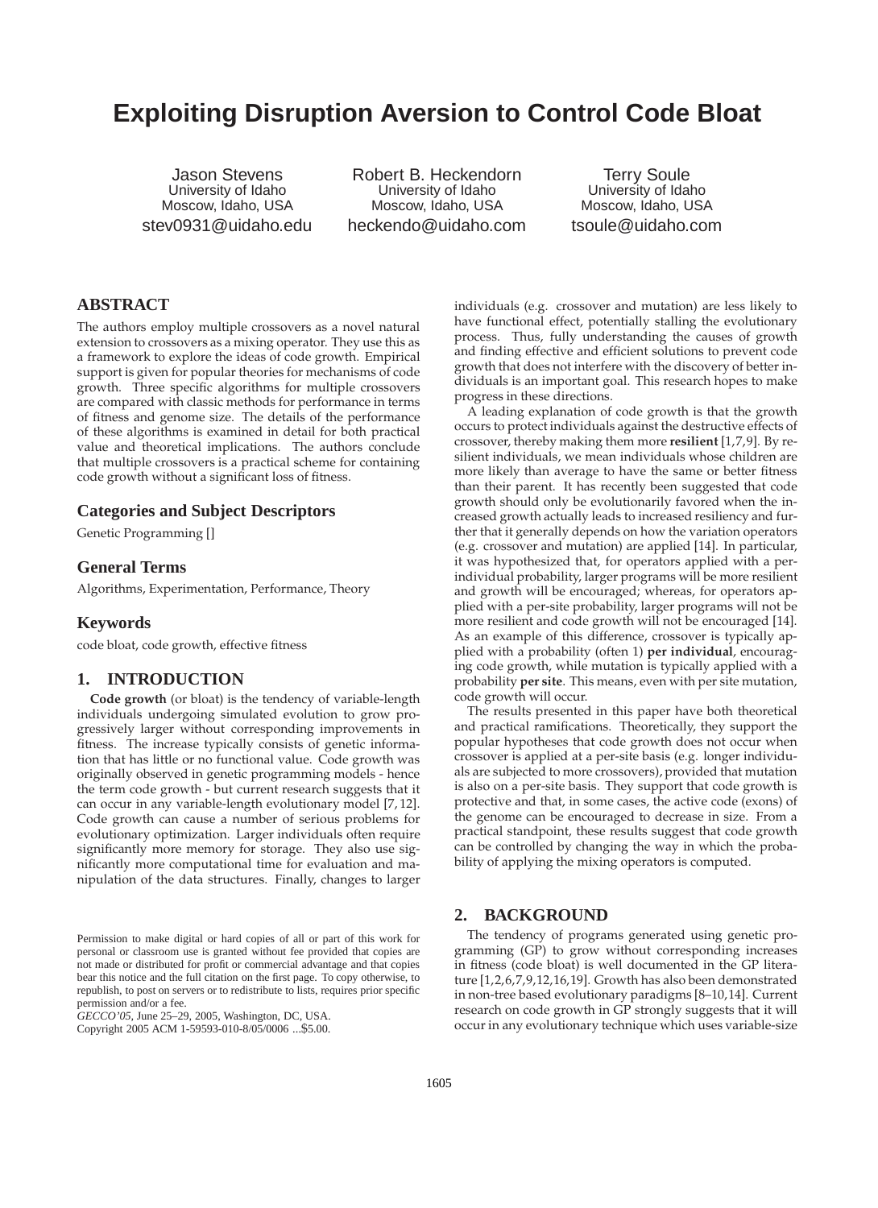# Exploiting Disruption Aversion to Control Code Bloat

Jason Stevens
University of Idaho
Moscow, Idaho, USA
stev0931@uidaho.edu

Robert B. Heckendorn
University of Idaho
Moscow, Idaho, USA
heckendo@uidaho.com

Terry Soule
University of Idaho
Moscow, Idaho, USA
tsoule@uidaho.com

## ABSTRACT

The authors employ multiple crossovers as a novel natural extension to crossovers as a mixing operator. They use this as a framework to explore the ideas of code growth. Empirical support is given for popular theories for mechanisms of code growth. Three specific algorithms for multiple crossovers are compared with classic methods for performance in terms of fitness and genome size. The details of the performance of these algorithms is examined in detail for both practical value and theoretical implications. The authors conclude that multiple crossovers is a practical scheme for containing code growth without a significant loss of fitness.

### Categories and Subject Descriptors

Genetic Programming []

### General Terms

Algorithms, Experimentation, Performance, Theory

### Keywords

code bloat, code growth, effective fitness

## 1. INTRODUCTION

**Code growth** (or bloat) is the tendency of variable-length individuals undergoing simulated evolution to grow progressively larger without corresponding improvements in fitness. The increase typically consists of genetic information that has little or no functional value. Code growth was originally observed in genetic programming models - hence the term code growth - but current research suggests that it can occur in any variable-length evolutionary model [7, 12]. Code growth can cause a number of serious problems for evolutionary optimization. Larger individuals often require significantly more memory for storage. They also use significantly more computational time for evaluation and manipulation of the data structures. Finally, changes to larger individuals (e.g. crossover and mutation) are less likely to have functional effect, potentially stalling the evolutionary process. Thus, fully understanding the causes of growth and finding effective and efficient solutions to prevent code growth that does not interfere with the discovery of better individuals is an important goal. This research hopes to make progress in these directions.

A leading explanation of code growth is that the growth occurs to protect individuals against the destructive effects of crossover, thereby making them more **resilient** [1,7,9]. By resilient individuals, we mean individuals whose children are more likely than average to have the same or better fitness than their parent. It has recently been suggested that code growth should only be evolutionarily favored when the increased growth actually leads to increased resiliency and further that it generally depends on how the variation operators (e.g. crossover and mutation) are applied [14]. In particular, it was hypothesized that, for operators applied with a per-individual probability, larger programs will be more resilient and growth will be encouraged; whereas, for operators applied with a per-site probability, larger programs will not be more resilient and code growth will not be encouraged [14]. As an example of this difference, crossover is typically applied with a probability (often 1) **per individual**, encouraging code growth, while mutation is typically applied with a probability **per site**. This means, even with per site mutation, code growth will occur.

The results presented in this paper have both theoretical and practical ramifications. Theoretically, they support the popular hypotheses that code growth does not occur when crossover is applied at a per-site basis (e.g. longer individuals are subjected to more crossovers), provided that mutation is also on a per-site basis. They support that code growth is protective and that, in some cases, the active code (exons) of the genome can be encouraged to decrease in size. From a practical standpoint, these results suggest that code growth can be controlled by changing the way in which the probability of applying the mixing operators is computed.

## 2. BACKGROUND

The tendency of programs generated using genetic programming (GP) to grow without corresponding increases in fitness (code bloat) is well documented in the GP literature [1,2,6,7,9,12,16,19]. Growth has also been demonstrated in non-tree based evolutionary paradigms [8–10,14]. Current research on code growth in GP strongly suggests that it will occur in any evolutionary technique which uses variable-size

Permission to make digital or hard copies of all or part of this work for personal or classroom use is granted without fee provided that copies are not made or distributed for profit or commercial advantage and that copies bear this notice and the full citation on the first page. To copy otherwise, to republish, to post on servers or to redistribute to lists, requires prior specific permission and/or a fee.
*GECCO'05*, June 25–29, 2005, Washington, DC, USA.
Copyright 2005 ACM 1-59593-010-8/05/0006 ...$5.00.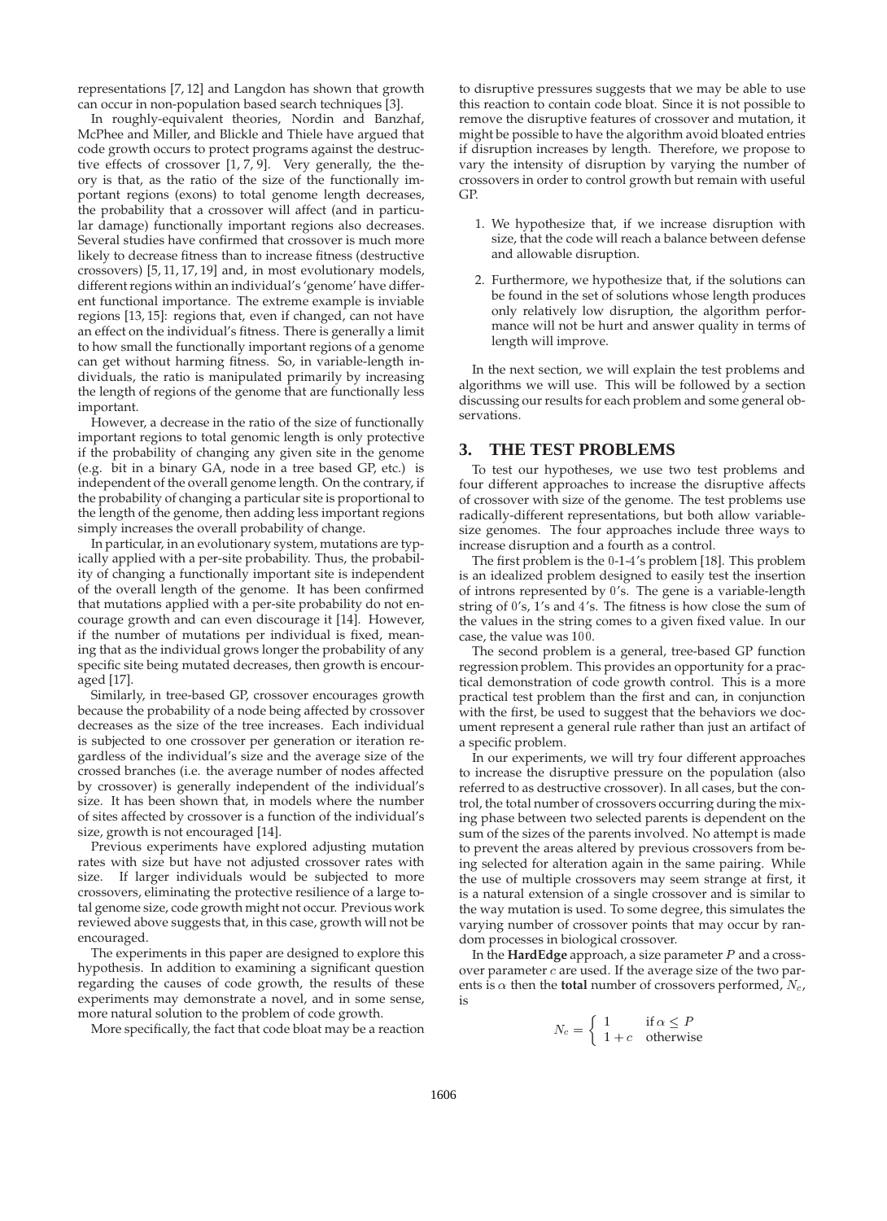representations [7, 12] and Langdon has shown that growth can occur in non-population based search techniques [3].

In roughly-equivalent theories, Nordin and Banzhaf, McPhee and Miller, and Blickle and Thiele have argued that code growth occurs to protect programs against the destructive effects of crossover [1, 7, 9]. Very generally, the theory is that, as the ratio of the size of the functionally important regions (exons) to total genome length decreases, the probability that a crossover will affect (and in particular damage) functionally important regions also decreases. Several studies have confirmed that crossover is much more likely to decrease fitness than to increase fitness (destructive crossovers) [5, 11, 17, 19] and, in most evolutionary models, different regions within an individual's 'genome' have different functional importance. The extreme example is inviable regions [13, 15]: regions that, even if changed, can not have an effect on the individual's fitness. There is generally a limit to how small the functionally important regions of a genome can get without harming fitness. So, in variable-length individuals, the ratio is manipulated primarily by increasing the length of regions of the genome that are functionally less important.

However, a decrease in the ratio of the size of functionally important regions to total genomic length is only protective if the probability of changing any given site in the genome (e.g. bit in a binary GA, node in a tree based GP, etc.) is independent of the overall genome length. On the contrary, if the probability of changing a particular site is proportional to the length of the genome, then adding less important regions simply increases the overall probability of change.

In particular, in an evolutionary system, mutations are typically applied with a per-site probability. Thus, the probability of changing a functionally important site is independent of the overall length of the genome. It has been confirmed that mutations applied with a per-site probability do not encourage growth and can even discourage it [14]. However, if the number of mutations per individual is fixed, meaning that as the individual grows longer the probability of any specific site being mutated decreases, then growth is encouraged [17].

Similarly, in tree-based GP, crossover encourages growth because the probability of a node being affected by crossover decreases as the size of the tree increases. Each individual is subjected to one crossover per generation or iteration regardless of the individual's size and the average size of the crossed branches (i.e. the average number of nodes affected by crossover) is generally independent of the individual's size. It has been shown that, in models where the number of sites affected by crossover is a function of the individual's size, growth is not encouraged [14].

Previous experiments have explored adjusting mutation rates with size but have not adjusted crossover rates with size. If larger individuals would be subjected to more crossovers, eliminating the protective resilience of a large total genome size, code growth might not occur. Previous work reviewed above suggests that, in this case, growth will not be encouraged.

The experiments in this paper are designed to explore this hypothesis. In addition to examining a significant question regarding the causes of code growth, the results of these experiments may demonstrate a novel, and in some sense, more natural solution to the problem of code growth.

More specifically, the fact that code bloat may be a reaction to disruptive pressures suggests that we may be able to use this reaction to contain code bloat. Since it is not possible to remove the disruptive features of crossover and mutation, it might be possible to have the algorithm avoid bloated entries if disruption increases by length. Therefore, we propose to vary the intensity of disruption by varying the number of crossovers in order to control growth but remain with useful GP.

1. We hypothesize that, if we increase disruption with size, that the code will reach a balance between defense and allowable disruption.
2. Furthermore, we hypothesize that, if the solutions can be found in the set of solutions whose length produces only relatively low disruption, the algorithm performance will not be hurt and answer quality in terms of length will improve.

In the next section, we will explain the test problems and algorithms we will use. This will be followed by a section discussing our results for each problem and some general observations.

## 3. THE TEST PROBLEMS

To test our hypotheses, we use two test problems and four different approaches to increase the disruptive affects of crossover with size of the genome. The test problems use radically-different representations, but both allow variable-size genomes. The four approaches include three ways to increase disruption and a fourth as a control.

The first problem is the 0-1-4's problem [18]. This problem is an idealized problem designed to easily test the insertion of introns represented by 0's. The gene is a variable-length string of 0's, 1's and 4's. The fitness is how close the sum of the values in the string comes to a given fixed value. In our case, the value was 100.

The second problem is a general, tree-based GP function regression problem. This provides an opportunity for a practical demonstration of code growth control. This is a more practical test problem than the first and can, in conjunction with the first, be used to suggest that the behaviors we document represent a general rule rather than just an artifact of a specific problem.

In our experiments, we will try four different approaches to increase the disruptive pressure on the population (also referred to as destructive crossover). In all cases, but the control, the total number of crossovers occurring during the mixing phase between two selected parents is dependent on the sum of the sizes of the parents involved. No attempt is made to prevent the areas altered by previous crossovers from being selected for alteration again in the same pairing. While the use of multiple crossovers may seem strange at first, it is a natural extension of a single crossover and is similar to the way mutation is used. To some degree, this simulates the varying number of crossover points that may occur by random processes in biological crossover.

In the **HardEdge** approach, a size parameter $P$ and a crossover parameter $c$ are used. If the average size of the two parents is $\alpha$ then the **total** number of crossovers performed, $N_c$, is

$$N_c = \begin{cases} 1 & \text{if } \alpha \leq P \\ 1 + c & \text{otherwise} \end{cases}$$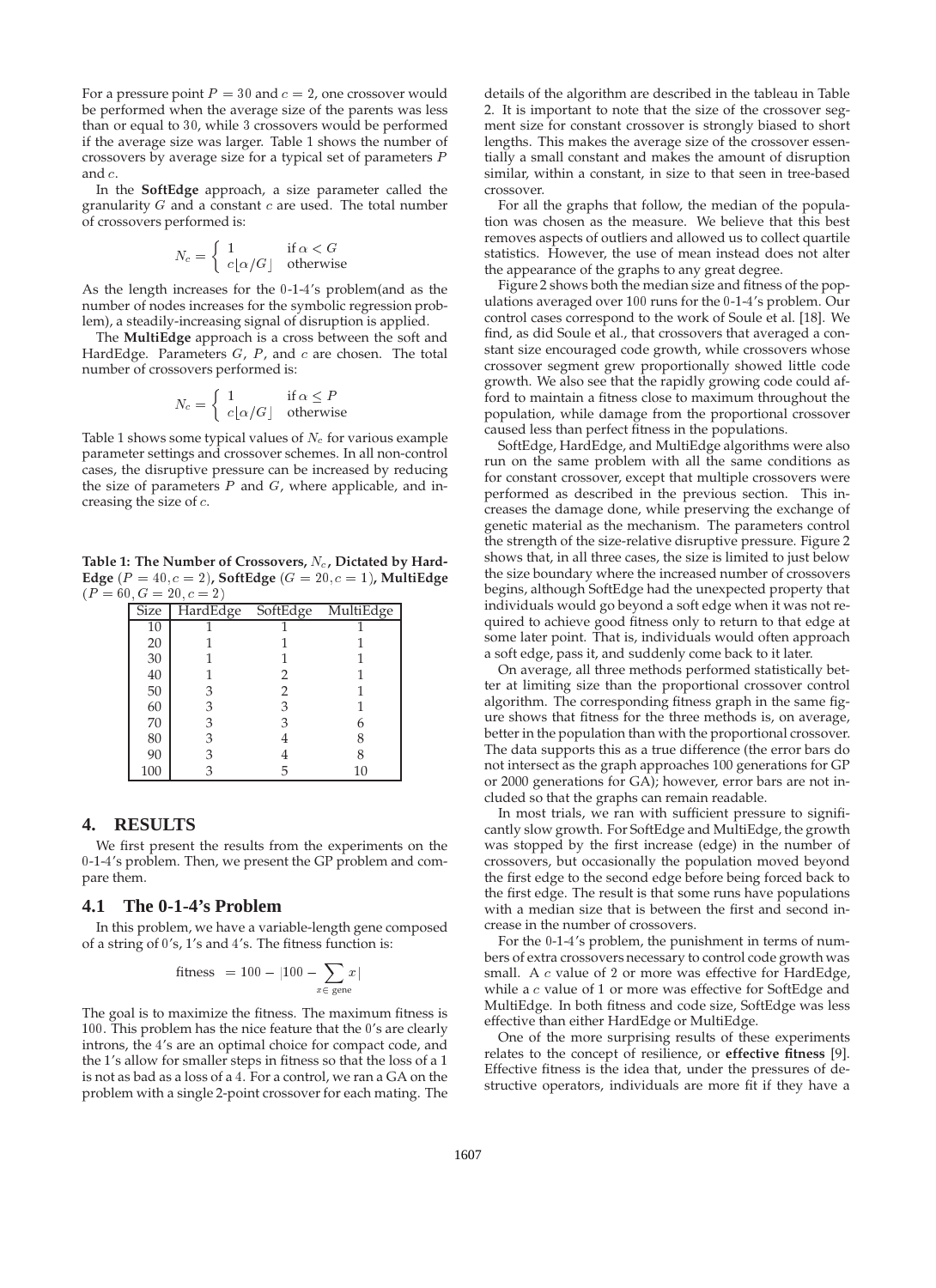For a pressure point $P = 30$ and $c = 2$, one crossover would be performed when the average size of the parents was less than or equal to 30, while 3 crossovers would be performed if the average size was larger. Table 1 shows the number of crossovers by average size for a typical set of parameters $P$ and $c$.

In the **SoftEdge** approach, a size parameter called the granularity $G$ and a constant $c$ are used. The total number of crossovers performed is:

$$N_c = \begin{cases} 1 & \text{if } \alpha < G \\ c\lfloor \alpha/G \rfloor & \text{otherwise} \end{cases}$$

As the length increases for the 0-1-4's problem(and as the number of nodes increases for the symbolic regression problem), a steadily-increasing signal of disruption is applied.

The **MultiEdge** approach is a cross between the soft and HardEdge. Parameters $G$, $P$, and $c$ are chosen. The total number of crossovers performed is:

$$N_c = \begin{cases} 1 & \text{if } \alpha \leq P \\ c\lfloor \alpha/G \rfloor & \text{otherwise} \end{cases}$$

Table 1 shows some typical values of $N_c$ for various example parameter settings and crossover schemes. In all non-control cases, the disruptive pressure can be increased by reducing the size of parameters $P$ and $G$, where applicable, and increasing the size of $c$.

**Table 1: The Number of Crossovers, $N_c$, Dictated by HardEdge $(P = 40, c = 2)$, SoftEdge $(G = 20, c = 1)$, MultiEdge $(P = 60, G = 20, c = 2)$**

| Size | HardEdge | SoftEdge | MultiEdge |
|---|---|---|---|
| 10 | 1 | 1 | 1 |
| 20 | 1 | 1 | 1 |
| 30 | 1 | 1 | 1 |
| 40 | 1 | 2 | 1 |
| 50 | 3 | 2 | 1 |
| 60 | 3 | 3 | 1 |
| 70 | 3 | 3 | 6 |
| 80 | 3 | 4 | 8 |
| 90 | 3 | 4 | 8 |
| 100 | 3 | 5 | 10 |

## 4. RESULTS

We first present the results from the experiments on the 0-1-4's problem. Then, we present the GP problem and compare them.

### 4.1 The 0-1-4's Problem

In this problem, we have a variable-length gene composed of a string of 0's, 1's and 4's. The fitness function is:

$$\text{fitness } = 100 - |100 - \sum_{x \in \text{ gene}} x|$$

The goal is to maximize the fitness. The maximum fitness is 100. This problem has the nice feature that the 0's are clearly introns, the 4's are an optimal choice for compact code, and the 1's allow for smaller steps in fitness so that the loss of a 1 is not as bad as a loss of a 4. For a control, we ran a GA on the problem with a single 2-point crossover for each mating. The details of the algorithm are described in the tableau in Table 2. It is important to note that the size of the crossover segment size for constant crossover is strongly biased to short lengths. This makes the average size of the crossover essentially a small constant and makes the amount of disruption similar, within a constant, in size to that seen in tree-based crossover.

For all the graphs that follow, the median of the population was chosen as the measure. We believe that this best removes aspects of outliers and allowed us to collect quartile statistics. However, the use of mean instead does not alter the appearance of the graphs to any great degree.

Figure 2 shows both the median size and fitness of the populations averaged over 100 runs for the 0-1-4's problem. Our control cases correspond to the work of Soule et al. [18]. We find, as did Soule et al., that crossovers that averaged a constant size encouraged code growth, while crossovers whose crossover segment grew proportionally showed little code growth. We also see that the rapidly growing code could afford to maintain a fitness close to maximum throughout the population, while damage from the proportional crossover caused less than perfect fitness in the populations.

SoftEdge, HardEdge, and MultiEdge algorithms were also run on the same problem with all the same conditions as for constant crossover, except that multiple crossovers were performed as described in the previous section. This increases the damage done, while preserving the exchange of genetic material as the mechanism. The parameters control the strength of the size-relative disruptive pressure. Figure 2 shows that, in all three cases, the size is limited to just below the size boundary where the increased number of crossovers begins, although SoftEdge had the unexpected property that individuals would go beyond a soft edge when it was not required to achieve good fitness only to return to that edge at some later point. That is, individuals would often approach a soft edge, pass it, and suddenly come back to it later.

On average, all three methods performed statistically better at limiting size than the proportional crossover control algorithm. The corresponding fitness graph in the same figure shows that fitness for the three methods is, on average, better in the population than with the proportional crossover. The data supports this as a true difference (the error bars do not intersect as the graph approaches 100 generations for GP or 2000 generations for GA); however, error bars are not included so that the graphs can remain readable.

In most trials, we ran with sufficient pressure to significantly slow growth. For SoftEdge and MultiEdge, the growth was stopped by the first increase (edge) in the number of crossovers, but occasionally the population moved beyond the first edge to the second edge before being forced back to the first edge. The result is that some runs have populations with a median size that is between the first and second increase in the number of crossovers.

For the 0-1-4's problem, the punishment in terms of numbers of extra crossovers necessary to control code growth was small. A $c$ value of 2 or more was effective for HardEdge, while a $c$ value of 1 or more was effective for SoftEdge and MultiEdge. In both fitness and code size, SoftEdge was less effective than either HardEdge or MultiEdge.

One of the more surprising results of these experiments relates to the concept of resilience, or **effective fitness** [9]. Effective fitness is the idea that, under the pressures of destructive operators, individuals are more fit if they have a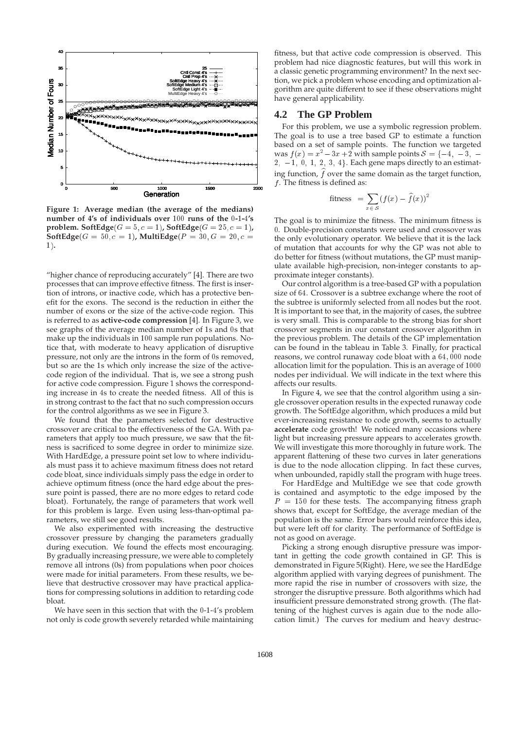Figure 1: Average median (the average of the medians) number of 4's of individuals over 100 runs of the 0-1-4's problem. SoftEdge($G = 5, c = 1$), SoftEdge($G = 25, c = 1$), SoftEdge($G = 50, c = 1$), MultiEdge($P = 30, G = 20, c = 1$).

"higher chance of reproducing accurately" [4]. There are two processes that can improve effective fitness. The first is insertion of introns, or inactive code, which has a protective benefit for the exons. The second is the reduction in either the number of exons or the size of the active-code region. This is referred to as **active-code compression** [4]. In Figure 3, we see graphs of the average median number of 1s and 0s that make up the individuals in 100 sample run populations. Notice that, with moderate to heavy application of disruptive pressure, not only are the introns in the form of 0s removed, but so are the 1s which only increase the size of the active-code region of the individual. That is, we see a strong push for active code compression. Figure 1 shows the corresponding increase in 4s to create the needed fitness. All of this is in strong contrast to the fact that no such compression occurs for the control algorithms as we see in Figure 3.

We found that the parameters selected for destructive crossover are critical to the effectiveness of the GA. With parameters that apply too much pressure, we saw that the fitness is sacrificed to some degree in order to minimize size. With HardEdge, a pressure point set low to where individuals must pass it to achieve maximum fitness does not retard code bloat, since individuals simply pass the edge in order to achieve optimum fitness (once the hard edge about the pressure point is passed, there are no more edges to retard code bloat). Fortunately, the range of parameters that work well for this problem is large. Even using less-than-optimal parameters, we still see good results.

We also experimented with increasing the destructive crossover pressure by changing the parameters gradually during execution. We found the effects most encouraging. By gradually increasing pressure, we were able to completely remove all introns (0s) from populations when poor choices were made for initial parameters. From these results, we believe that destructive crossover may have practical applications for compressing solutions in addition to retarding code bloat.

We have seen in this section that with the 0-1-4's problem not only is code growth severely retarded while maintaining fitness, but that active code compression is observed. This problem had nice diagnostic features, but will this work in a classic genetic programming environment? In the next section, we pick a problem whose encoding and optimization algorithm are quite different to see if these observations might have general applicability.

## 4.2 The GP Problem

For this problem, we use a symbolic regression problem. The goal is to use a tree based GP to estimate a function based on a set of sample points. The function we targeted was $f(x) = x^2 - 3x + 2$ with sample points $\mathcal{S} = \{-4, -3, -2, -1, 0, 1, 2, 3, 4\}$. Each gene maps directly to an estimating function, $\widehat{f}$ over the same domain as the target function, $f$. The fitness is defined as:

$$\text{fitness} = \sum_{x \in \mathcal{S}} (f(x) - \widehat{f}(x))^2$$

The goal is to minimize the fitness. The minimum fitness is 0. Double-precision constants were used and crossover was the only evolutionary operator. We believe that it is the lack of mutation that accounts for why the GP was not able to do better for fitness (without mutations, the GP must manipulate available high-precision, non-integer constants to approximate integer constants).

Our control algorithm is a tree-based GP with a population size of 64. Crossover is a subtree exchange where the root of the subtree is uniformly selected from all nodes but the root. It is important to see that, in the majority of cases, the subtree is very small. This is comparable to the strong bias for short crossover segments in our constant crossover algorithm in the previous problem. The details of the GP implementation can be found in the tableau in Table 3. Finally, for practical reasons, we control runaway code bloat with a 64,000 node allocation limit for the population. This is an average of 1000 nodes per individual. We will indicate in the text where this affects our results.

In Figure 4, we see that the control algorithm using a single crossover operation results in the expected runaway code growth. The SoftEdge algorithm, which produces a mild but ever-increasing resistance to code growth, seems to actually **accelerate** code growth! We noticed many occasions where light but increasing pressure appears to accelerates growth. We will investigate this more thoroughly in future work. The apparent flattening of these two curves in later generations is due to the node allocation clipping. In fact these curves, when unbounded, rapidly stall the program with huge trees.

For HardEdge and MultiEdge we see that code growth is contained and asymptotic to the edge imposed by the $P = 150$ for these tests. The accompanying fitness graph shows that, except for SoftEdge, the average median of the population is the same. Error bars would reinforce this idea, but were left off for clarity. The performance of SoftEdge is not as good on average.

Picking a strong enough disruptive pressure was important in getting the code growth contained in GP. This is demonstrated in Figure 5(Right). Here, we see the HardEdge algorithm applied with varying degrees of punishment. The more rapid the rise in number of crossovers with size, the stronger the disruptive pressure. Both algorithms which had insufficient pressure demonstrated strong growth. (The flattening of the highest curves is again due to the node allocation limit.) The curves for medium and heavy destruc-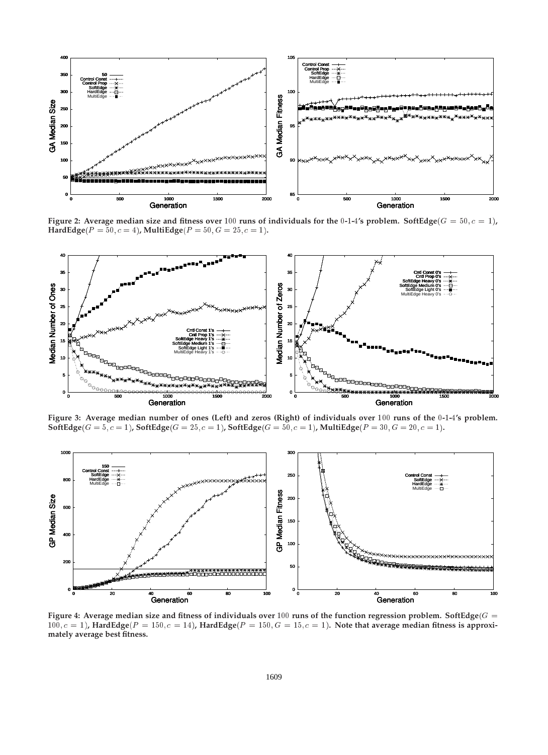**Figure 2: Average median size and fitness over 100 runs of individuals for the 0-1-4's problem. SoftEdge($G = 50, c = 1$), HardEdge($P = 50, c = 4$), MultiEdge($P = 50, G = 25, c = 1$).**

**Figure 3: Average median number of ones (Left) and zeros (Right) of individuals over 100 runs of the 0-1-4's problem. SoftEdge($G = 5, c = 1$), SoftEdge($G = 25, c = 1$), SoftEdge($G = 50, c = 1$), MultiEdge($P = 30, G = 20, c = 1$).**

**Figure 4: Average median size and fitness of individuals over 100 runs of the function regression problem. SoftEdge($G = 100, c = 1$), HardEdge($P = 150, c = 14$), HardEdge($P = 150, G = 15, c = 1$). Note that average median fitness is approximately average best fitness.**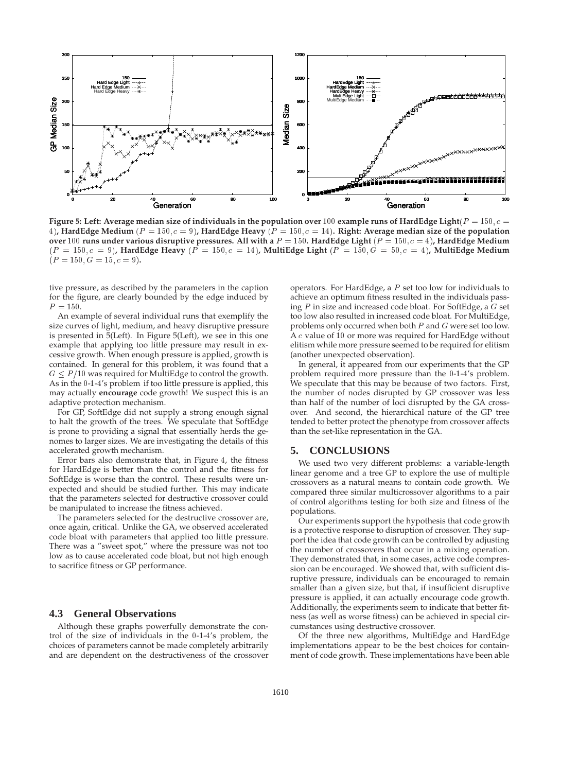**Figure 5: Left: Average median size of individuals in the population over 100 example runs of HardEdge Light($P = 150, c = 4$), HardEdge Medium ($P = 150, c = 9$), HardEdge Heavy ($P = 150, c = 14$). Right: Average median size of the population over 100 runs under various disruptive pressures. All with a $P = 150$. HardEdge Light ($P = 150, c = 4$), HardEdge Medium ($P = 150, c = 9$), HardEdge Heavy ($P = 150, c = 14$), MultiEdge Light ($P = 150, G = 50, c = 4$), MultiEdge Medium ($P = 150, G = 15, c = 9$).**

tive pressure, as described by the parameters in the caption for the figure, are clearly bounded by the edge induced by $P = 150$.

An example of several individual runs that exemplify the size curves of light, medium, and heavy disruptive pressure is presented in 5(Left). In Figure 5(Left), we see in this one example that applying too little pressure may result in excessive growth. When enough pressure is applied, growth is contained. In general for this problem, it was found that a $G \leq P/10$ was required for MultiEdge to control the growth. As in the 0-1-4's problem if too little pressure is applied, this may actually **encourage** code growth! We suspect this is an adaptive protection mechanism.

For GP, SoftEdge did not supply a strong enough signal to halt the growth of the trees. We speculate that SoftEdge is prone to providing a signal that essentially herds the genomes to larger sizes. We are investigating the details of this accelerated growth mechanism.

Error bars also demonstrate that, in Figure 4, the fitness for HardEdge is better than the control and the fitness for SoftEdge is worse than the control. These results were unexpected and should be studied further. This may indicate that the parameters selected for destructive crossover could be manipulated to increase the fitness achieved.

The parameters selected for the destructive crossover are, once again, critical. Unlike the GA, we observed accelerated code bloat with parameters that applied too little pressure. There was a "sweet spot," where the pressure was not too low as to cause accelerated code bloat, but not high enough to sacrifice fitness or GP performance.

### 4.3 General Observations

Although these graphs powerfully demonstrate the control of the size of individuals in the 0-1-4's problem, the choices of parameters cannot be made completely arbitrarily and are dependent on the destructiveness of the crossover operators. For HardEdge, a $P$ set too low for individuals to achieve an optimum fitness resulted in the individuals passing $P$ in size and increased code bloat. For SoftEdge, a $G$ set too low also resulted in increased code bloat. For MultiEdge, problems only occurred when both $P$ and $G$ were set too low. A $c$ value of 10 or more was required for HardEdge without elitism while more pressure seemed to be required for elitism (another unexpected observation).

In general, it appeared from our experiments that the GP problem required more pressure than the 0-1-4's problem. We speculate that this may be because of two factors. First, the number of nodes disrupted by GP crossover was less than half of the number of loci disrupted by the GA crossover. And second, the hierarchical nature of the GP tree tended to better protect the phenotype from crossover affects than the set-like representation in the GA.

## 5. CONCLUSIONS

We used two very different problems: a variable-length linear genome and a tree GP to explore the use of multiple crossovers as a natural means to contain code growth. We compared three similar multicrossover algorithms to a pair of control algorithms testing for both size and fitness of the populations.

Our experiments support the hypothesis that code growth is a protective response to disruption of crossover. They support the idea that code growth can be controlled by adjusting the number of crossovers that occur in a mixing operation. They demonstrated that, in some cases, active code compression can be encouraged. We showed that, with sufficient disruptive pressure, individuals can be encouraged to remain smaller than a given size, but that, if insufficient disruptive pressure is applied, it can actually encourage code growth. Additionally, the experiments seem to indicate that better fitness (as well as worse fitness) can be achieved in special circumstances using destructive crossover.

Of the three new algorithms, MultiEdge and HardEdge implementations appear to be the best choices for containment of code growth. These implementations have been able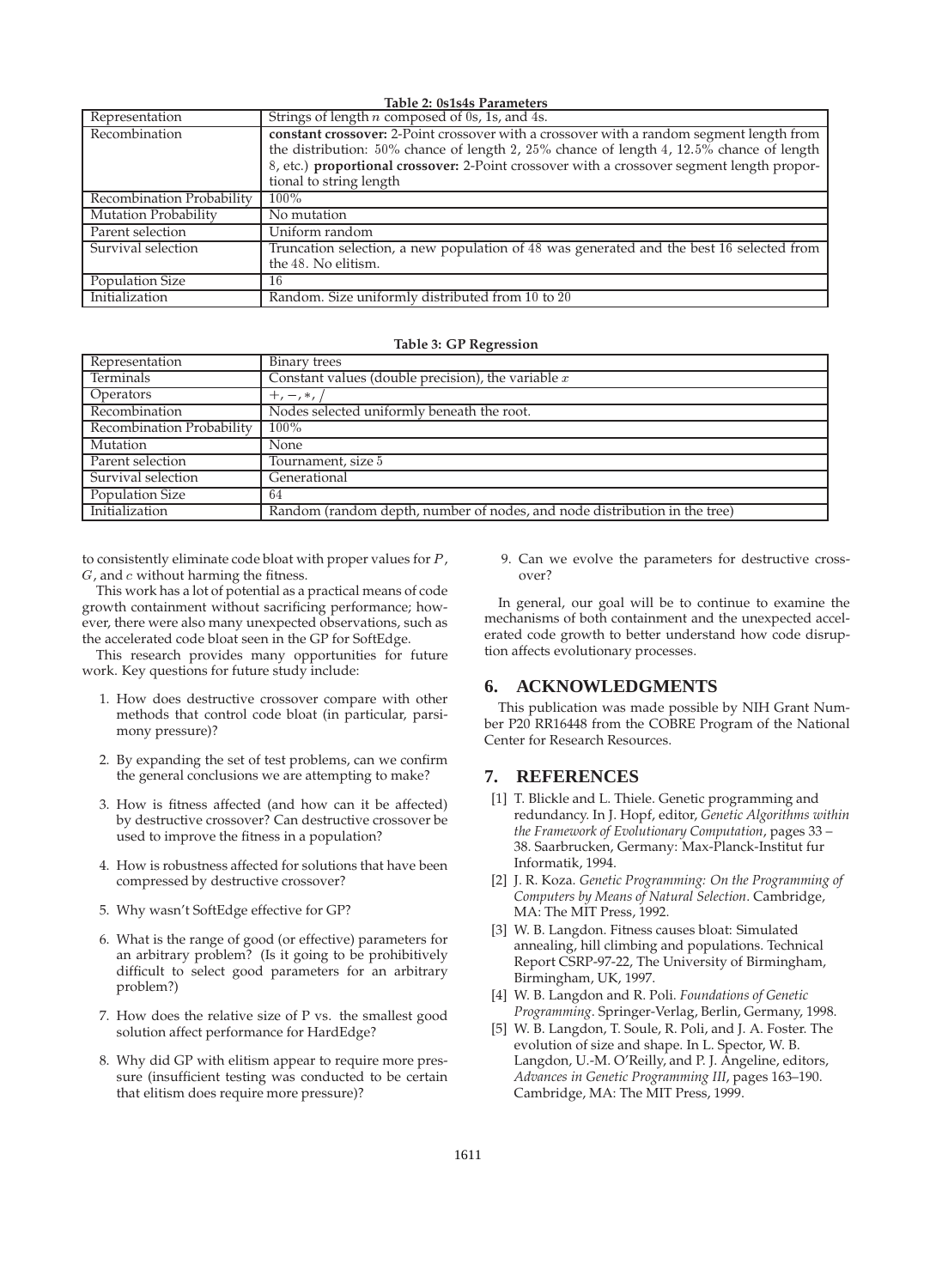**Table 2: 0s1s4s Parameters**

| | |
|---|---|
| Representation | Strings of length $n$ composed of 0s, 1s, and 4s. |
| Recombination | **constant crossover:** 2-Point crossover with a crossover with a random segment length from the distribution: 50% chance of length 2, 25% chance of length 4, 12.5% chance of length 8, etc.) **proportional crossover:** 2-Point crossover with a crossover segment length proportional to string length |
| Recombination Probability | 100% |
| Mutation Probability | No mutation |
| Parent selection | Uniform random |
| Survival selection | Truncation selection, a new population of 48 was generated and the best 16 selected from the 48. No elitism. |
| Population Size | 16 |
| Initialization | Random. Size uniformly distributed from 10 to 20 |

**Table 3: GP Regression**

| | |
|---|---|
| Representation | Binary trees |
| Terminals | Constant values (double precision), the variable $x$ |
| Operators | $+, -, *, /$ |
| Recombination | Nodes selected uniformly beneath the root. |
| Recombination Probability | 100% |
| Mutation | None |
| Parent selection | Tournament, size 5 |
| Survival selection | Generational |
| Population Size | 64 |
| Initialization | Random (random depth, number of nodes, and node distribution in the tree) |

to consistently eliminate code bloat with proper values for $P$, $G$, and $c$ without harming the fitness.

This work has a lot of potential as a practical means of code growth containment without sacrificing performance; however, there were also many unexpected observations, such as the accelerated code bloat seen in the GP for SoftEdge.

This research provides many opportunities for future work. Key questions for future study include:

1. How does destructive crossover compare with other methods that control code bloat (in particular, parsimony pressure)?
2. By expanding the set of test problems, can we confirm the general conclusions we are attempting to make?
3. How is fitness affected (and how can it be affected) by destructive crossover? Can destructive crossover be used to improve the fitness in a population?
4. How is robustness affected for solutions that have been compressed by destructive crossover?
5. Why wasn't SoftEdge effective for GP?
6. What is the range of good (or effective) parameters for an arbitrary problem? (Is it going to be prohibitively difficult to select good parameters for an arbitrary problem?)
7. How does the relative size of P vs. the smallest good solution affect performance for HardEdge?
8. Why did GP with elitism appear to require more pressure (insufficient testing was conducted to be certain that elitism does require more pressure)?
9. Can we evolve the parameters for destructive crossover?

In general, our goal will be to continue to examine the mechanisms of both containment and the unexpected accelerated code growth to better understand how code disruption affects evolutionary processes.

## 6. ACKNOWLEDGMENTS

This publication was made possible by NIH Grant Number P20 RR16448 from the COBRE Program of the National Center for Research Resources.

## 7. REFERENCES

[1] T. Blickle and L. Thiele. Genetic programming and redundancy. In J. Hopf, editor, *Genetic Algorithms within the Framework of Evolutionary Computation*, pages 33 – 38. Saarbrucken, Germany: Max-Planck-Institut fur Informatik, 1994.

[2] J. R. Koza. *Genetic Programming: On the Programming of Computers by Means of Natural Selection*. Cambridge, MA: The MIT Press, 1992.

[3] W. B. Langdon. Fitness causes bloat: Simulated annealing, hill climbing and populations. Technical Report CSRP-97-22, The University of Birmingham, Birmingham, UK, 1997.

[4] W. B. Langdon and R. Poli. *Foundations of Genetic Programming*. Springer-Verlag, Berlin, Germany, 1998.

[5] W. B. Langdon, T. Soule, R. Poli, and J. A. Foster. The evolution of size and shape. In L. Spector, W. B. Langdon, U.-M. O'Reilly, and P. J. Angeline, editors, *Advances in Genetic Programming III*, pages 163–190. Cambridge, MA: The MIT Press, 1999.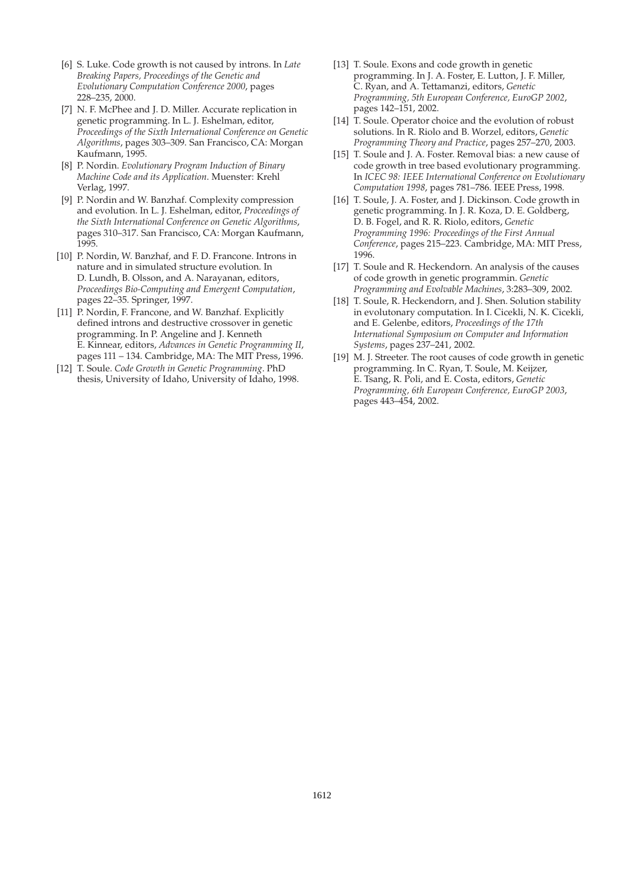[6] S. Luke. Code growth is not caused by introns. In *Late Breaking Papers, Proceedings of the Genetic and Evolutionary Computation Conference 2000*, pages 228–235, 2000.

[7] N. F. McPhee and J. D. Miller. Accurate replication in genetic programming. In L. J. Eshelman, editor, *Proceedings of the Sixth International Conference on Genetic Algorithms*, pages 303–309. San Francisco, CA: Morgan Kaufmann, 1995.

[8] P. Nordin. *Evolutionary Program Induction of Binary Machine Code and its Application*. Muenster: Krehl Verlag, 1997.

[9] P. Nordin and W. Banzhaf. Complexity compression and evolution. In L. J. Eshelman, editor, *Proceedings of the Sixth International Conference on Genetic Algorithms*, pages 310–317. San Francisco, CA: Morgan Kaufmann, 1995.

[10] P. Nordin, W. Banzhaf, and F. D. Francone. Introns in nature and in simulated structure evolution. In D. Lundh, B. Olsson, and A. Narayanan, editors, *Proceedings Bio-Computing and Emergent Computation*, pages 22–35. Springer, 1997.

[11] P. Nordin, F. Francone, and W. Banzhaf. Explicitly defined introns and destructive crossover in genetic programming. In P. Angeline and J. Kenneth E. Kinnear, editors, *Advances in Genetic Programming II*, pages 111 – 134. Cambridge, MA: The MIT Press, 1996.

[12] T. Soule. *Code Growth in Genetic Programming*. PhD thesis, University of Idaho, University of Idaho, 1998.

[13] T. Soule. Exons and code growth in genetic programming. In J. A. Foster, E. Lutton, J. F. Miller, C. Ryan, and A. Tettamanzi, editors, *Genetic Programming, 5th European Conference, EuroGP 2002*, pages 142–151, 2002.

[14] T. Soule. Operator choice and the evolution of robust solutions. In R. Riolo and B. Worzel, editors, *Genetic Programming Theory and Practice*, pages 257–270, 2003.

[15] T. Soule and J. A. Foster. Removal bias: a new cause of code growth in tree based evolutionary programming. In *ICEC 98: IEEE International Conference on Evolutionary Computation 1998*, pages 781–786. IEEE Press, 1998.

[16] T. Soule, J. A. Foster, and J. Dickinson. Code growth in genetic programming. In J. R. Koza, D. E. Goldberg, D. B. Fogel, and R. R. Riolo, editors, *Genetic Programming 1996: Proceedings of the First Annual Conference*, pages 215–223. Cambridge, MA: MIT Press, 1996.

[17] T. Soule and R. Heckendorn. An analysis of the causes of code growth in genetic programmin. *Genetic Programming and Evolvable Machines*, 3:283–309, 2002.

[18] T. Soule, R. Heckendorn, and J. Shen. Solution stability in evolutonary computation. In I. Cicekli, N. K. Cicekli, and E. Gelenbe, editors, *Proceedings of the 17th International Symposium on Computer and Information Systems*, pages 237–241, 2002.

[19] M. J. Streeter. The root causes of code growth in genetic programming. In C. Ryan, T. Soule, M. Keijzer, E. Tsang, R. Poli, and E. Costa, editors, *Genetic Programming, 6th European Conference, EuroGP 2003*, pages 443–454, 2002.